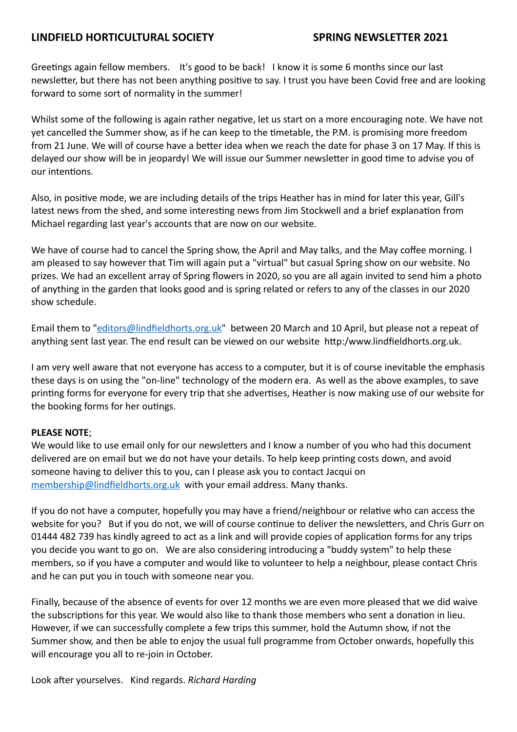# LINDFIELD HORTICULTURAL SOCIETY SPRING NEWSLETTER 2021

Greetings again fellow members. It's good to be back! I know it is some 6 months since our last newsletter, but there has not been anything positive to say. I trust you have been Covid free and are looking forward to some sort of normality in the summer!

Whilst some of the following is again rather negative, let us start on a more encouraging note. We have not yet cancelled the Summer show, as if he can keep to the timetable, the P.M. is promising more freedom from 21 June. We will of course have a better idea when we reach the date for phase 3 on 17 May. If this is delayed our show will be in jeopardy! We will issue our Summer newsletter in good time to advise you of our intentions.

Also, in positive mode, we are including details of the trips Heather has in mind for later this year, Gill's latest news from the shed, and some interesting news from Jim Stockwell and a brief explanation from Michael regarding last year's accounts that are now on our website.

We have of course had to cancel the Spring show, the April and May talks, and the May coffee morning. I am pleased to say however that Tim will again put a "virtual" but casual Spring show on our website. No prizes. We had an excellent array of Spring flowers in 2020, so you are all again invited to send him a photo of anything in the garden that looks good and is spring related or refers to any of the classes in our 2020 show schedule.

Email them to "editors@lindfieldhorts.org.uk" between 20 March and 10 April, but please not a repeat of anything sent last year. The end result can be viewed on our website http:/www.lindfieldhorts.org.uk.

I am very well aware that not everyone has access to a computer, but it is of course inevitable the emphasis these days is on using the "on-line" technology of the modern era. As well as the above examples, to save printing forms for everyone for every trip that she advertises, Heather is now making use of our website for the booking forms for her outings.

**PLEASE NOTE**;
We would like to use email only for our newsletters and I know a number of you who had this document delivered are on email but we do not have your details. To help keep printing costs down, and avoid someone having to deliver this to you, can I please ask you to contact Jacqui on membership@lindfieldhorts.org.uk with your email address. Many thanks.

If you do not have a computer, hopefully you may have a friend/neighbour or relative who can access the website for you? But if you do not, we will of course continue to deliver the newsletters, and Chris Gurr on 01444 482 739 has kindly agreed to act as a link and will provide copies of application forms for any trips you decide you want to go on. We are also considering introducing a "buddy system" to help these members, so if you have a computer and would like to volunteer to help a neighbour, please contact Chris and he can put you in touch with someone near you.

Finally, because of the absence of events for over 12 months we are even more pleased that we did waive the subscriptions for this year. We would also like to thank those members who sent a donation in lieu. However, if we can successfully complete a few trips this summer, hold the Autumn show, if not the Summer show, and then be able to enjoy the usual full programme from October onwards, hopefully this will encourage you all to re-join in October.

Look after yourselves. Kind regards. *Richard Harding*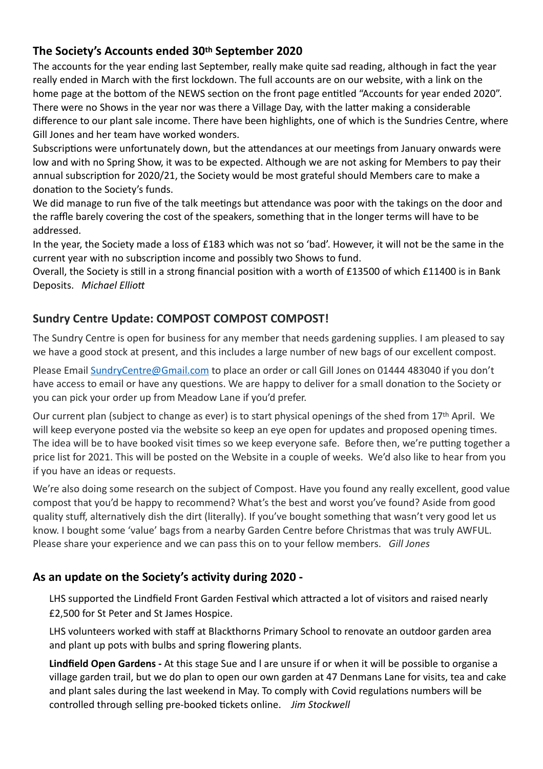## The Society's Accounts ended 30th September 2020

The accounts for the year ending last September, really make quite sad reading, although in fact the year really ended in March with the first lockdown. The full accounts are on our website, with a link on the home page at the bottom of the NEWS section on the front page entitled "Accounts for year ended 2020". There were no Shows in the year nor was there a Village Day, with the latter making a considerable difference to our plant sale income. There have been highlights, one of which is the Sundries Centre, where Gill Jones and her team have worked wonders.

Subscriptions were unfortunately down, but the attendances at our meetings from January onwards were low and with no Spring Show, it was to be expected. Although we are not asking for Members to pay their annual subscription for 2020/21, the Society would be most grateful should Members care to make a donation to the Society's funds.

We did manage to run five of the talk meetings but attendance was poor with the takings on the door and the raffle barely covering the cost of the speakers, something that in the longer terms will have to be addressed.

In the year, the Society made a loss of £183 which was not so 'bad'. However, it will not be the same in the current year with no subscription income and possibly two Shows to fund.

Overall, the Society is still in a strong financial position with a worth of £13500 of which £11400 is in Bank Deposits. *Michael Elliott*

## Sundry Centre Update: COMPOST COMPOST COMPOST!

The Sundry Centre is open for business for any member that needs gardening supplies. I am pleased to say we have a good stock at present, and this includes a large number of new bags of our excellent compost.

Please Email SundryCentre@Gmail.com to place an order or call Gill Jones on 01444 483040 if you don't have access to email or have any questions. We are happy to deliver for a small donation to the Society or you can pick your order up from Meadow Lane if you'd prefer.

Our current plan (subject to change as ever) is to start physical openings of the shed from 17th April. We will keep everyone posted via the website so keep an eye open for updates and proposed opening times. The idea will be to have booked visit times so we keep everyone safe. Before then, we're putting together a price list for 2021. This will be posted on the Website in a couple of weeks. We'd also like to hear from you if you have an ideas or requests.

We're also doing some research on the subject of Compost. Have you found any really excellent, good value compost that you'd be happy to recommend? What's the best and worst you've found? Aside from good quality stuff, alternatively dish the dirt (literally). If you've bought something that wasn't very good let us know. I bought some 'value' bags from a nearby Garden Centre before Christmas that was truly AWFUL. Please share your experience and we can pass this on to your fellow members. *Gill Jones*

## As an update on the Society's activity during 2020 -

LHS supported the Lindfield Front Garden Festival which attracted a lot of visitors and raised nearly £2,500 for St Peter and St James Hospice.

LHS volunteers worked with staff at Blackthorns Primary School to renovate an outdoor garden area and plant up pots with bulbs and spring flowering plants.

**Lindfield Open Gardens -** At this stage Sue and I are unsure if or when it will be possible to organise a village garden trail, but we do plan to open our own garden at 47 Denmans Lane for visits, tea and cake and plant sales during the last weekend in May. To comply with Covid regulations numbers will be controlled through selling pre-booked tickets online. *Jim Stockwell*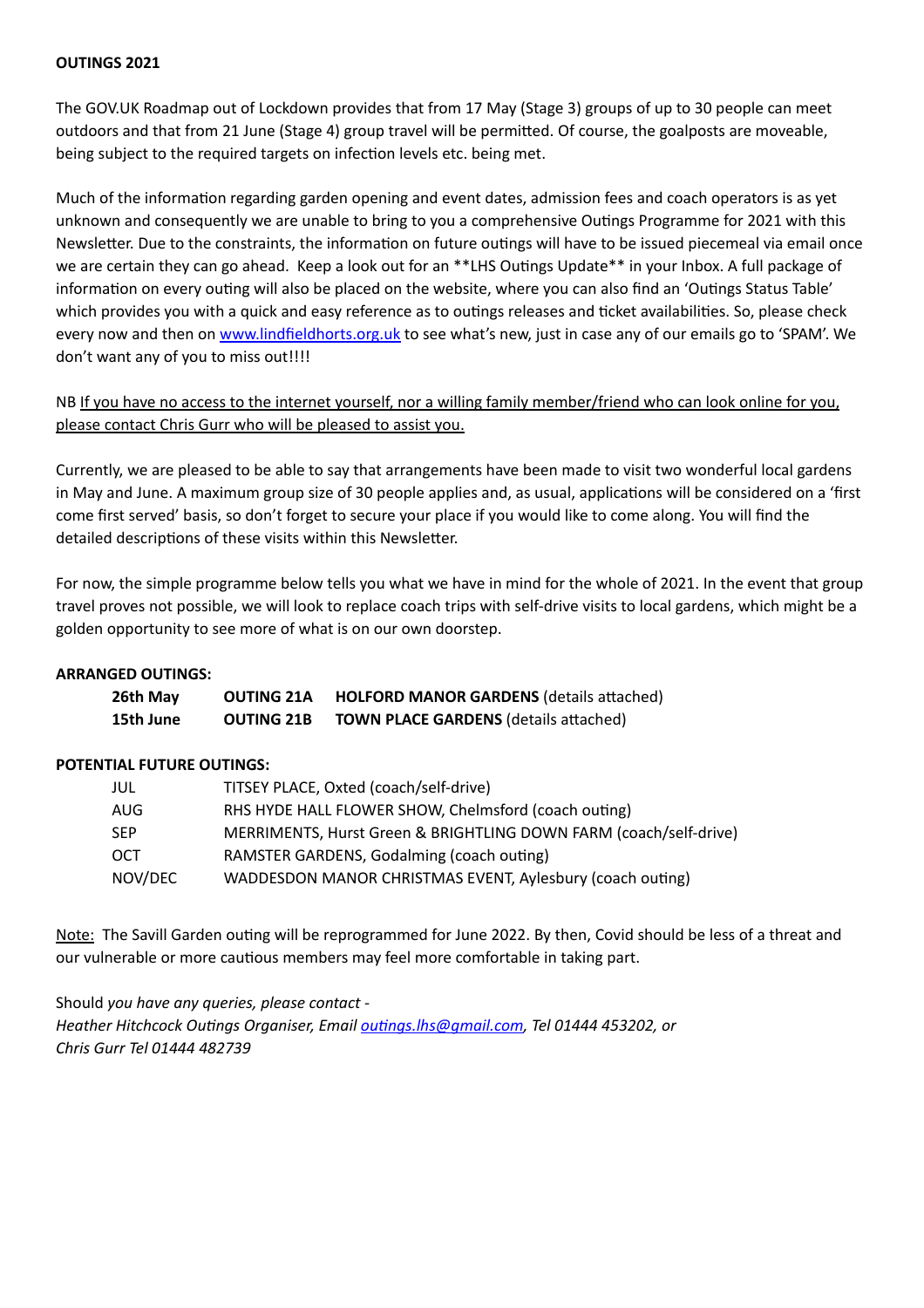**OUTINGS 2021**

The GOV.UK Roadmap out of Lockdown provides that from 17 May (Stage 3) groups of up to 30 people can meet outdoors and that from 21 June (Stage 4) group travel will be permitted. Of course, the goalposts are moveable, being subject to the required targets on infection levels etc. being met.

Much of the information regarding garden opening and event dates, admission fees and coach operators is as yet unknown and consequently we are unable to bring to you a comprehensive Outings Programme for 2021 with this Newsletter. Due to the constraints, the information on future outings will have to be issued piecemeal via email once we are certain they can go ahead. Keep a look out for an **LHS Outings Update** in your Inbox. A full package of information on every outing will also be placed on the website, where you can also find an 'Outings Status Table' which provides you with a quick and easy reference as to outings releases and ticket availabilities. So, please check every now and then on [www.lindfieldhorts.org.uk](www.lindfieldhorts.org.uk) to see what's new, just in case any of our emails go to 'SPAM'. We don't want any of you to miss out!!!!

NB <u>If you have no access to the internet yourself, nor a willing family member/friend who can look online for you, please contact Chris Gurr who will be pleased to assist you.</u>

Currently, we are pleased to be able to say that arrangements have been made to visit two wonderful local gardens in May and June. A maximum group size of 30 people applies and, as usual, applications will be considered on a 'first come first served' basis, so don't forget to secure your place if you would like to come along. You will find the detailed descriptions of these visits within this Newsletter.

For now, the simple programme below tells you what we have in mind for the whole of 2021. In the event that group travel proves not possible, we will look to replace coach trips with self-drive visits to local gardens, which might be a golden opportunity to see more of what is on our own doorstep.

**ARRANGED OUTINGS:**

| | | |
|---|---|---|
| **26th May** | **OUTING 21A** | **HOLFORD MANOR GARDENS** (details attached) |
| **15th June** | **OUTING 21B** | **TOWN PLACE GARDENS** (details attached) |

**POTENTIAL FUTURE OUTINGS:**

| | |
|---|---|
| JUL | TITSEY PLACE, Oxted (coach/self-drive) |
| AUG | RHS HYDE HALL FLOWER SHOW, Chelmsford (coach outing) |
| SEP | MERRIMENTS, Hurst Green & BRIGHTLING DOWN FARM (coach/self-drive) |
| OCT | RAMSTER GARDENS, Godalming (coach outing) |
| NOV/DEC | WADDESDON MANOR CHRISTMAS EVENT, Aylesbury (coach outing) |

<u>Note:</u> The Savill Garden outing will be reprogrammed for June 2022. By then, Covid should be less of a threat and our vulnerable or more cautious members may feel more comfortable in taking part.

Should *you have any queries, please contact -*
*Heather Hitchcock Outings Organiser, Email [outings.lhs@gmail.com](mailto:outings.lhs@gmail.com), Tel 01444 453202, or*
*Chris Gurr Tel 01444 482739*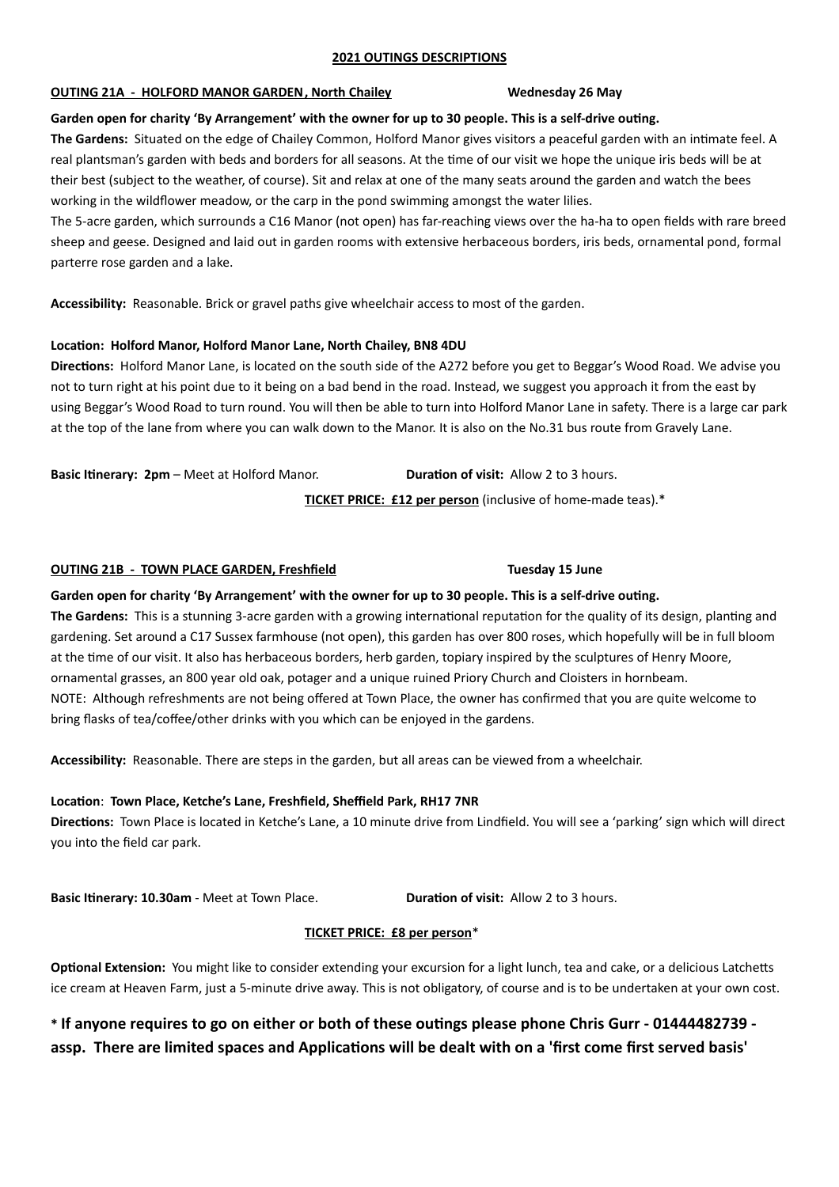**2021 OUTINGS DESCRIPTIONS**

**OUTING 21A - HOLFORD MANOR GARDEN, North Chailey** **Wednesday 26 May**

**Garden open for charity 'By Arrangement' with the owner for up to 30 people. This is a self-drive outing.**

**The Gardens:** Situated on the edge of Chailey Common, Holford Manor gives visitors a peaceful garden with an intimate feel. A real plantsman's garden with beds and borders for all seasons. At the time of our visit we hope the unique iris beds will be at their best (subject to the weather, of course). Sit and relax at one of the many seats around the garden and watch the bees working in the wildflower meadow, or the carp in the pond swimming amongst the water lilies.

The 5-acre garden, which surrounds a C16 Manor (not open) has far-reaching views over the ha-ha to open fields with rare breed sheep and geese. Designed and laid out in garden rooms with extensive herbaceous borders, iris beds, ornamental pond, formal parterre rose garden and a lake.

**Accessibility:** Reasonable. Brick or gravel paths give wheelchair access to most of the garden.

**Location: Holford Manor, Holford Manor Lane, North Chailey, BN8 4DU**

**Directions:** Holford Manor Lane, is located on the south side of the A272 before you get to Beggar's Wood Road. We advise you not to turn right at his point due to it being on a bad bend in the road. Instead, we suggest you approach it from the east by using Beggar's Wood Road to turn round. You will then be able to turn into Holford Manor Lane in safety. There is a large car park at the top of the lane from where you can walk down to the Manor. It is also on the No.31 bus route from Gravely Lane.

**Basic Itinerary: 2pm** – Meet at Holford Manor. **Duration of visit:** Allow 2 to 3 hours.

**TICKET PRICE: £12 per person** (inclusive of home-made teas).*

**OUTING 21B - TOWN PLACE GARDEN, Freshfield** **Tuesday 15 June**

**Garden open for charity 'By Arrangement' with the owner for up to 30 people. This is a self-drive outing.**

**The Gardens:** This is a stunning 3-acre garden with a growing international reputation for the quality of its design, planting and gardening. Set around a C17 Sussex farmhouse (not open), this garden has over 800 roses, which hopefully will be in full bloom at the time of our visit. It also has herbaceous borders, herb garden, topiary inspired by the sculptures of Henry Moore, ornamental grasses, an 800 year old oak, potager and a unique ruined Priory Church and Cloisters in hornbeam.

NOTE: Although refreshments are not being offered at Town Place, the owner has confirmed that you are quite welcome to bring flasks of tea/coffee/other drinks with you which can be enjoyed in the gardens.

**Accessibility:** Reasonable. There are steps in the garden, but all areas can be viewed from a wheelchair.

**Location**: **Town Place, Ketche's Lane, Freshfield, Sheffield Park, RH17 7NR**

**Directions:** Town Place is located in Ketche's Lane, a 10 minute drive from Lindfield. You will see a 'parking' sign which will direct you into the field car park.

**Basic Itinerary: 10.30am** - Meet at Town Place. **Duration of visit:** Allow 2 to 3 hours.

**TICKET PRICE: £8 per person***

**Optional Extension:** You might like to consider extending your excursion for a light lunch, tea and cake, or a delicious Latchetts ice cream at Heaven Farm, just a 5-minute drive away. This is not obligatory, of course and is to be undertaken at your own cost.

**\* If anyone requires to go on either or both of these outings please phone Chris Gurr - 01444482739 - assp. There are limited spaces and Applications will be dealt with on a 'first come first served basis'**